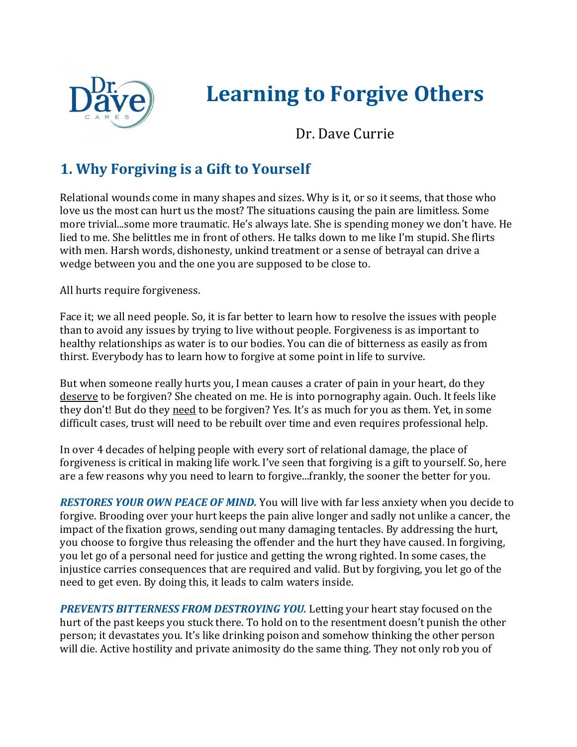# Learning to Forgive Others

Dr. Dave Currie

## 1. Why Forgiving is a Gift to Yourself

Relational wounds come in many shapes and sizes. Why is it, or so it seems, that those who love us the most can hurt us the most? The situations causing the pain are limitless. Some more trivial...some more traumatic. He's always late. She is spending money we don't have. He lied to me. She belittles me in front of others. He talks down to me like I'm stupid. She flirts with men. Harsh words, dishonesty, unkind treatment or a sense of betrayal can drive a wedge between you and the one you are supposed to be close to.

All hurts require forgiveness.

Face it; we all need people. So, it is far better to learn how to resolve the issues with people than to avoid any issues by trying to live without people. Forgiveness is as important to healthy relationships as water is to our bodies. You can die of bitterness as easily as from thirst. Everybody has to learn how to forgive at some point in life to survive.

But when someone really hurts you, I mean causes a crater of pain in your heart, do they <u>deserve</u> to be forgiven? She cheated on me. He is into pornography again. Ouch. It feels like they don't! But do they <u>need</u> to be forgiven? Yes. It's as much for you as them. Yet, in some difficult cases, trust will need to be rebuilt over time and even requires professional help.

In over 4 decades of helping people with every sort of relational damage, the place of forgiveness is critical in making life work. I've seen that forgiving is a gift to yourself. So, here are a few reasons why you need to learn to forgive...frankly, the sooner the better for you.

***RESTORES YOUR OWN PEACE OF MIND.*** You will live with far less anxiety when you decide to forgive. Brooding over your hurt keeps the pain alive longer and sadly not unlike a cancer, the impact of the fixation grows, sending out many damaging tentacles. By addressing the hurt, you choose to forgive thus releasing the offender and the hurt they have caused. In forgiving, you let go of a personal need for justice and getting the wrong righted. In some cases, the injustice carries consequences that are required and valid. But by forgiving, you let go of the need to get even. By doing this, it leads to calm waters inside.

***PREVENTS BITTERNESS FROM DESTROYING YOU.*** Letting your heart stay focused on the hurt of the past keeps you stuck there. To hold on to the resentment doesn't punish the other person; it devastates you. It's like drinking poison and somehow thinking the other person will die. Active hostility and private animosity do the same thing. They not only rob you of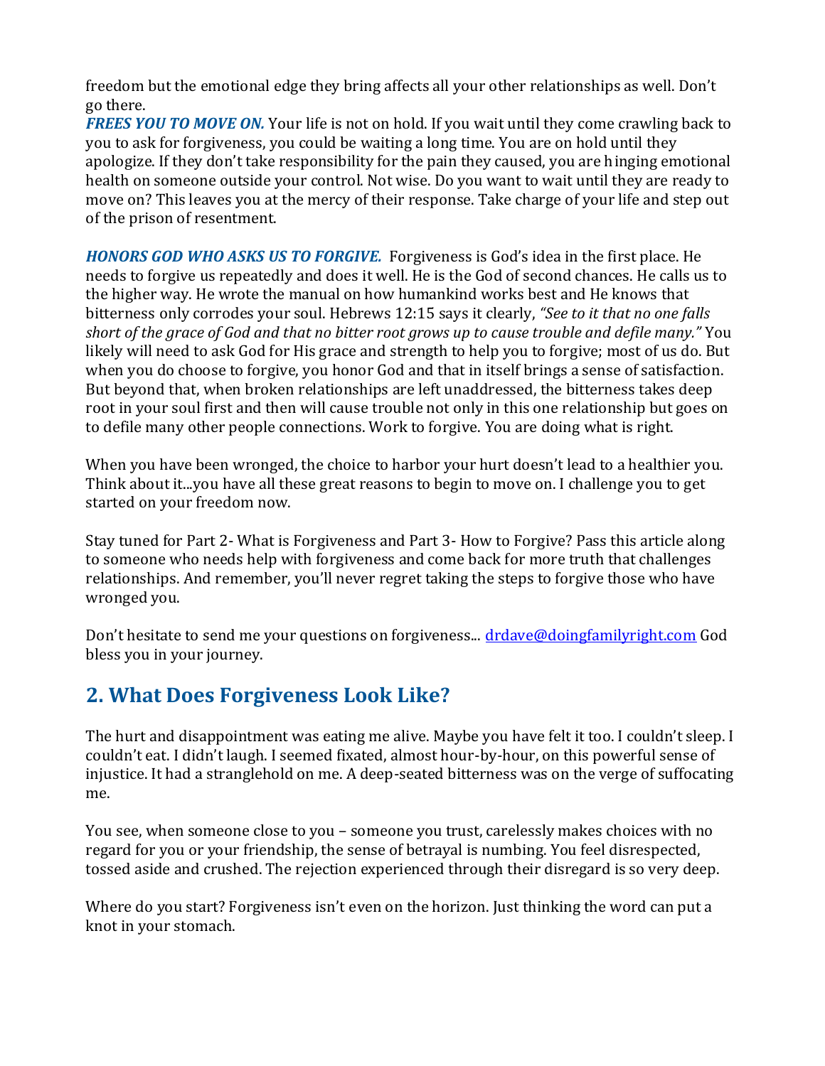freedom but the emotional edge they bring affects all your other relationships as well. Don't go there.

***FREES YOU TO MOVE ON.*** Your life is not on hold. If you wait until they come crawling back to you to ask for forgiveness, you could be waiting a long time. You are on hold until they apologize. If they don't take responsibility for the pain they caused, you are hinging emotional health on someone outside your control. Not wise. Do you want to wait until they are ready to move on? This leaves you at the mercy of their response. Take charge of your life and step out of the prison of resentment.

***HONORS GOD WHO ASKS US TO FORGIVE.*** Forgiveness is God's idea in the first place. He needs to forgive us repeatedly and does it well. He is the God of second chances. He calls us to the higher way. He wrote the manual on how humankind works best and He knows that bitterness only corrodes your soul. Hebrews 12:15 says it clearly, *"See to it that no one falls short of the grace of God and that no bitter root grows up to cause trouble and defile many."* You likely will need to ask God for His grace and strength to help you to forgive; most of us do. But when you do choose to forgive, you honor God and that in itself brings a sense of satisfaction. But beyond that, when broken relationships are left unaddressed, the bitterness takes deep root in your soul first and then will cause trouble not only in this one relationship but goes on to defile many other people connections. Work to forgive. You are doing what is right.

When you have been wronged, the choice to harbor your hurt doesn't lead to a healthier you. Think about it...you have all these great reasons to begin to move on. I challenge you to get started on your freedom now.

Stay tuned for Part 2- What is Forgiveness and Part 3- How to Forgive? Pass this article along to someone who needs help with forgiveness and come back for more truth that challenges relationships. And remember, you'll never regret taking the steps to forgive those who have wronged you.

Don't hesitate to send me your questions on forgiveness... drdave@doingfamilyright.com God bless you in your journey.

## 2. What Does Forgiveness Look Like?

The hurt and disappointment was eating me alive. Maybe you have felt it too. I couldn't sleep. I couldn't eat. I didn't laugh. I seemed fixated, almost hour-by-hour, on this powerful sense of injustice. It had a stranglehold on me. A deep-seated bitterness was on the verge of suffocating me.

You see, when someone close to you – someone you trust, carelessly makes choices with no regard for you or your friendship, the sense of betrayal is numbing. You feel disrespected, tossed aside and crushed. The rejection experienced through their disregard is so very deep.

Where do you start? Forgiveness isn't even on the horizon. Just thinking the word can put a knot in your stomach.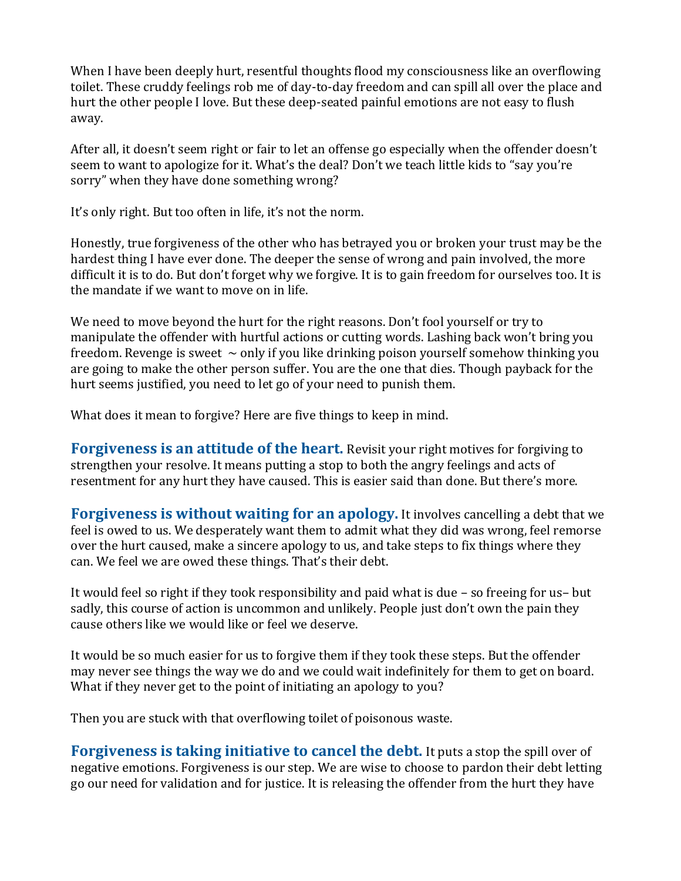When I have been deeply hurt, resentful thoughts flood my consciousness like an overflowing toilet. These cruddy feelings rob me of day-to-day freedom and can spill all over the place and hurt the other people I love. But these deep-seated painful emotions are not easy to flush away.

After all, it doesn't seem right or fair to let an offense go especially when the offender doesn't seem to want to apologize for it. What's the deal? Don't we teach little kids to "say you're sorry" when they have done something wrong?

It's only right. But too often in life, it's not the norm.

Honestly, true forgiveness of the other who has betrayed you or broken your trust may be the hardest thing I have ever done. The deeper the sense of wrong and pain involved, the more difficult it is to do. But don't forget why we forgive. It is to gain freedom for ourselves too. It is the mandate if we want to move on in life.

We need to move beyond the hurt for the right reasons. Don't fool yourself or try to manipulate the offender with hurtful actions or cutting words. Lashing back won't bring you freedom. Revenge is sweet ~ only if you like drinking poison yourself somehow thinking you are going to make the other person suffer. You are the one that dies. Though payback for the hurt seems justified, you need to let go of your need to punish them.

What does it mean to forgive? Here are five things to keep in mind.

**Forgiveness is an attitude of the heart.** Revisit your right motives for forgiving to strengthen your resolve. It means putting a stop to both the angry feelings and acts of resentment for any hurt they have caused. This is easier said than done. But there's more.

**Forgiveness is without waiting for an apology.** It involves cancelling a debt that we feel is owed to us. We desperately want them to admit what they did was wrong, feel remorse over the hurt caused, make a sincere apology to us, and take steps to fix things where they can. We feel we are owed these things. That's their debt.

It would feel so right if they took responsibility and paid what is due – so freeing for us– but sadly, this course of action is uncommon and unlikely. People just don't own the pain they cause others like we would like or feel we deserve.

It would be so much easier for us to forgive them if they took these steps. But the offender may never see things the way we do and we could wait indefinitely for them to get on board. What if they never get to the point of initiating an apology to you?

Then you are stuck with that overflowing toilet of poisonous waste.

**Forgiveness is taking initiative to cancel the debt.** It puts a stop the spill over of negative emotions. Forgiveness is our step. We are wise to choose to pardon their debt letting go our need for validation and for justice. It is releasing the offender from the hurt they have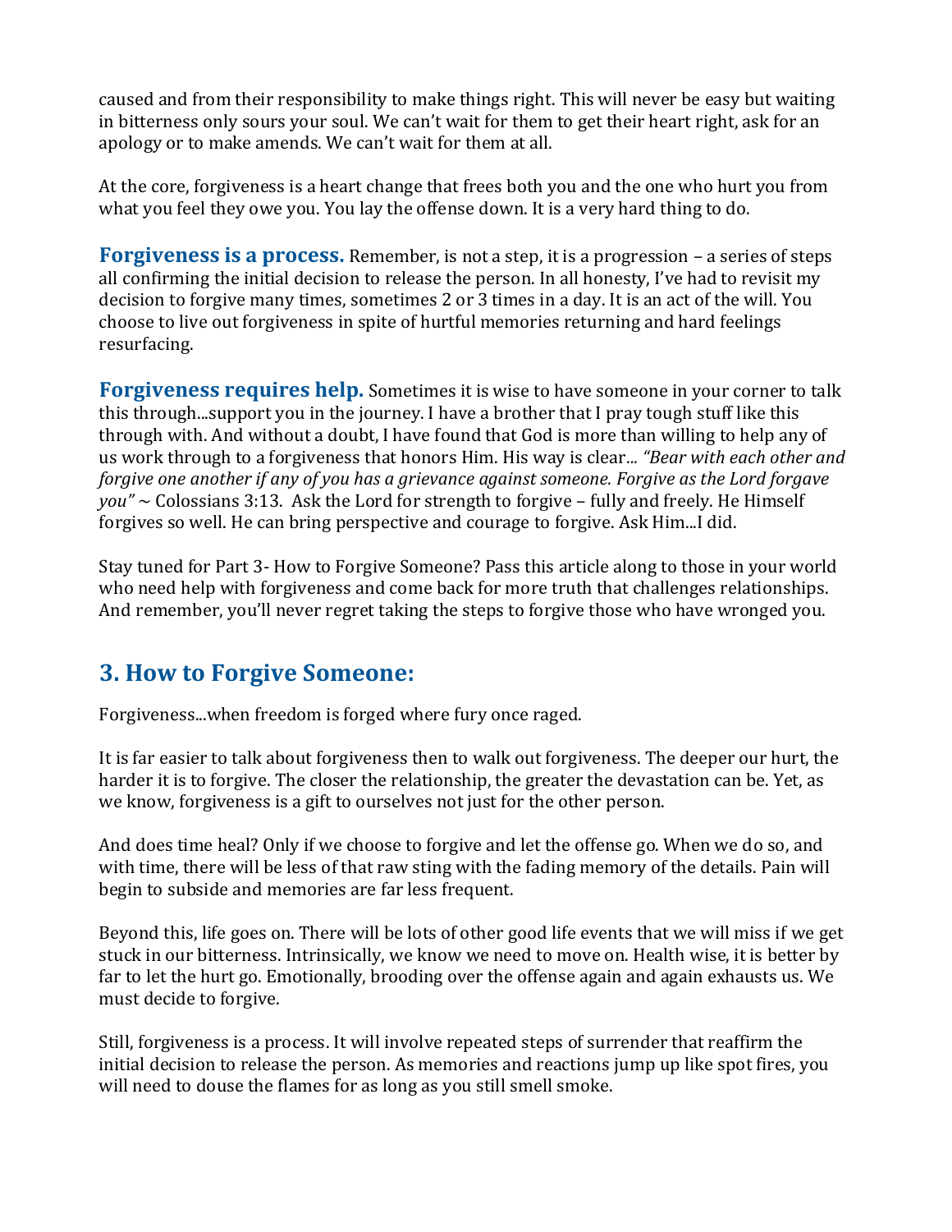caused and from their responsibility to make things right. This will never be easy but waiting in bitterness only sours your soul. We can't wait for them to get their heart right, ask for an apology or to make amends. We can't wait for them at all.

At the core, forgiveness is a heart change that frees both you and the one who hurt you from what you feel they owe you. You lay the offense down. It is a very hard thing to do.

**Forgiveness is a process.** Remember, is not a step, it is a progression – a series of steps all confirming the initial decision to release the person. In all honesty, I've had to revisit my decision to forgive many times, sometimes 2 or 3 times in a day. It is an act of the will. You choose to live out forgiveness in spite of hurtful memories returning and hard feelings resurfacing.

**Forgiveness requires help.** Sometimes it is wise to have someone in your corner to talk this through...support you in the journey. I have a brother that I pray tough stuff like this through with. And without a doubt, I have found that God is more than willing to help any of us work through to a forgiveness that honors Him. His way is clear*... "Bear with each other and forgive one another if any of you has a grievance against someone. Forgive as the Lord forgave you"* ~ Colossians 3:13. Ask the Lord for strength to forgive – fully and freely. He Himself forgives so well. He can bring perspective and courage to forgive. Ask Him...I did.

Stay tuned for Part 3- How to Forgive Someone? Pass this article along to those in your world who need help with forgiveness and come back for more truth that challenges relationships. And remember, you'll never regret taking the steps to forgive those who have wronged you.

## 3. How to Forgive Someone:

Forgiveness...when freedom is forged where fury once raged.

It is far easier to talk about forgiveness then to walk out forgiveness. The deeper our hurt, the harder it is to forgive. The closer the relationship, the greater the devastation can be. Yet, as we know, forgiveness is a gift to ourselves not just for the other person.

And does time heal? Only if we choose to forgive and let the offense go. When we do so, and with time, there will be less of that raw sting with the fading memory of the details. Pain will begin to subside and memories are far less frequent.

Beyond this, life goes on. There will be lots of other good life events that we will miss if we get stuck in our bitterness. Intrinsically, we know we need to move on. Health wise, it is better by far to let the hurt go. Emotionally, brooding over the offense again and again exhausts us. We must decide to forgive.

Still, forgiveness is a process. It will involve repeated steps of surrender that reaffirm the initial decision to release the person. As memories and reactions jump up like spot fires, you will need to douse the flames for as long as you still smell smoke.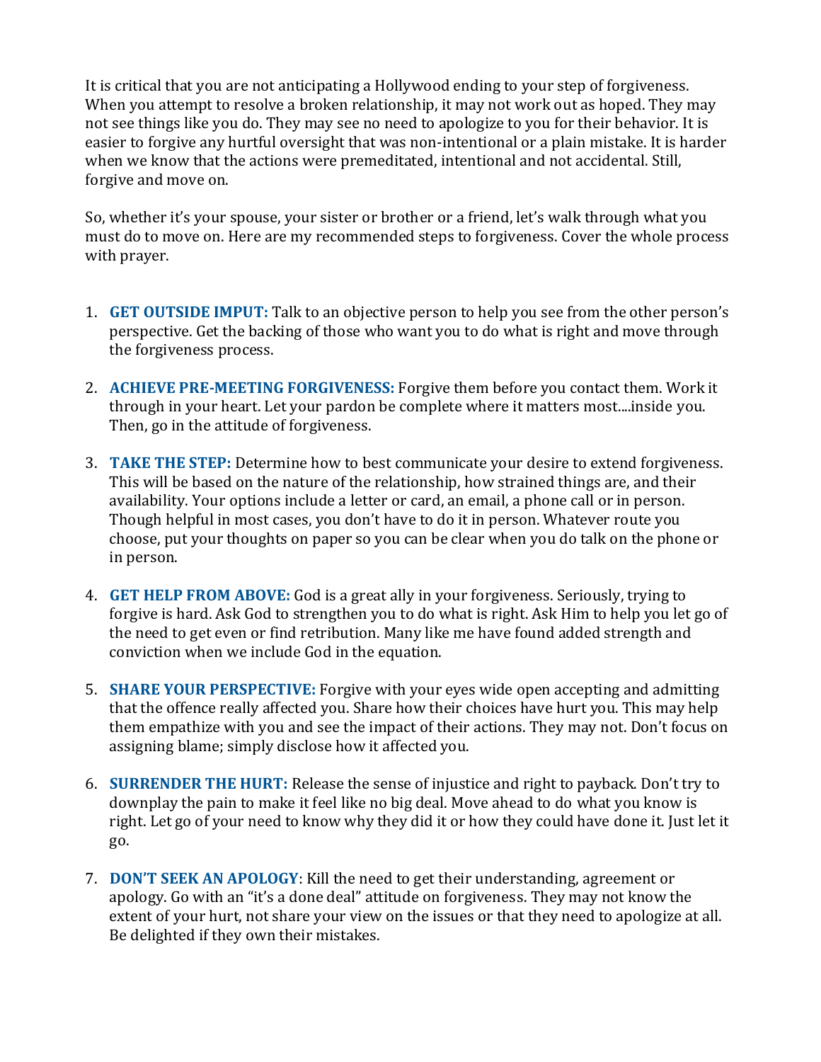It is critical that you are not anticipating a Hollywood ending to your step of forgiveness. When you attempt to resolve a broken relationship, it may not work out as hoped. They may not see things like you do. They may see no need to apologize to you for their behavior. It is easier to forgive any hurtful oversight that was non-intentional or a plain mistake. It is harder when we know that the actions were premeditated, intentional and not accidental. Still, forgive and move on.

So, whether it's your spouse, your sister or brother or a friend, let's walk through what you must do to move on. Here are my recommended steps to forgiveness. Cover the whole process with prayer.

1. **GET OUTSIDE IMPUT:** Talk to an objective person to help you see from the other person's perspective. Get the backing of those who want you to do what is right and move through the forgiveness process.

2. **ACHIEVE PRE-MEETING FORGIVENESS:** Forgive them before you contact them. Work it through in your heart. Let your pardon be complete where it matters most....inside you. Then, go in the attitude of forgiveness.

3. **TAKE THE STEP:** Determine how to best communicate your desire to extend forgiveness. This will be based on the nature of the relationship, how strained things are, and their availability. Your options include a letter or card, an email, a phone call or in person. Though helpful in most cases, you don't have to do it in person. Whatever route you choose, put your thoughts on paper so you can be clear when you do talk on the phone or in person.

4. **GET HELP FROM ABOVE:** God is a great ally in your forgiveness. Seriously, trying to forgive is hard. Ask God to strengthen you to do what is right. Ask Him to help you let go of the need to get even or find retribution. Many like me have found added strength and conviction when we include God in the equation.

5. **SHARE YOUR PERSPECTIVE:** Forgive with your eyes wide open accepting and admitting that the offence really affected you. Share how their choices have hurt you. This may help them empathize with you and see the impact of their actions. They may not. Don't focus on assigning blame; simply disclose how it affected you.

6. **SURRENDER THE HURT:** Release the sense of injustice and right to payback. Don't try to downplay the pain to make it feel like no big deal. Move ahead to do what you know is right. Let go of your need to know why they did it or how they could have done it. Just let it go.

7. **DON'T SEEK AN APOLOGY**: Kill the need to get their understanding, agreement or apology. Go with an "it's a done deal" attitude on forgiveness. They may not know the extent of your hurt, not share your view on the issues or that they need to apologize at all. Be delighted if they own their mistakes.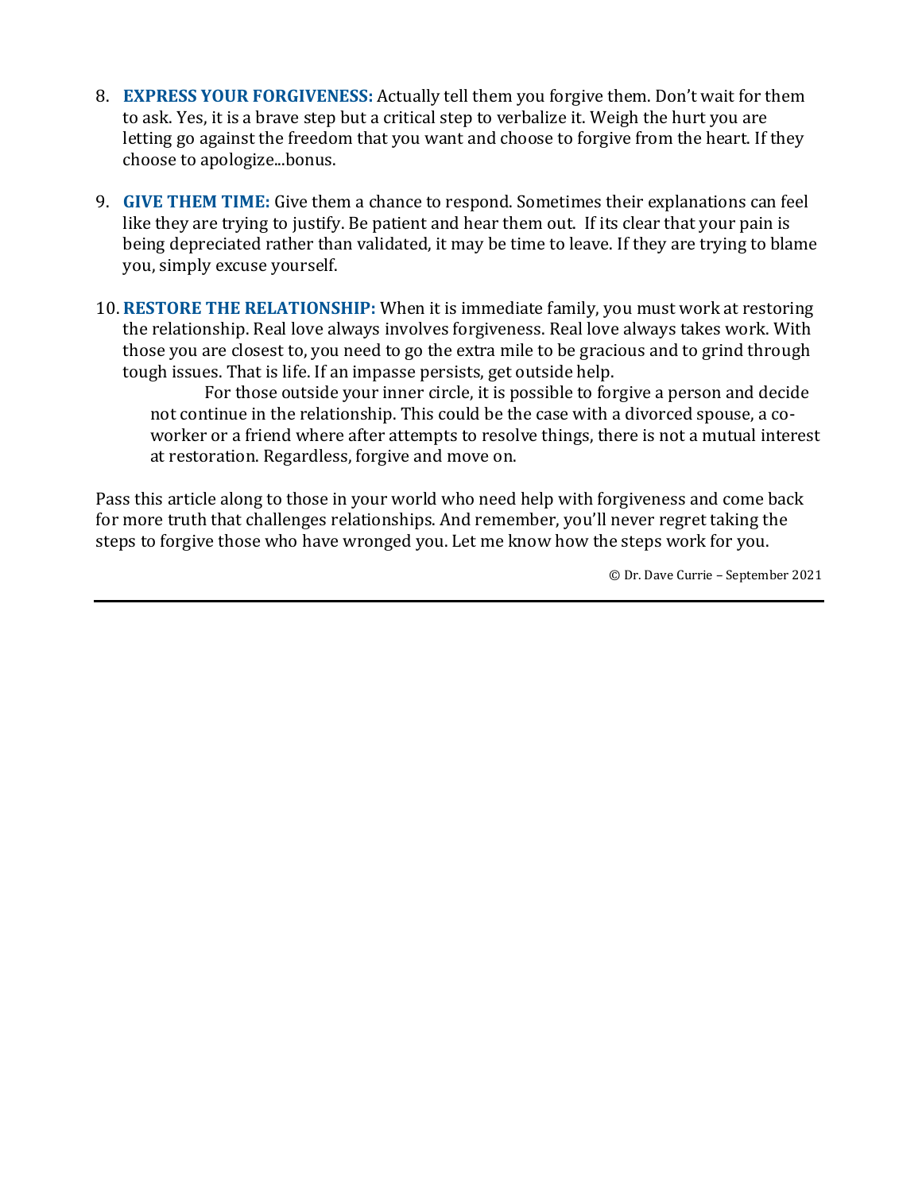8. **EXPRESS YOUR FORGIVENESS:** Actually tell them you forgive them. Don't wait for them to ask. Yes, it is a brave step but a critical step to verbalize it. Weigh the hurt you are letting go against the freedom that you want and choose to forgive from the heart. If they choose to apologize...bonus.

9. **GIVE THEM TIME:** Give them a chance to respond. Sometimes their explanations can feel like they are trying to justify. Be patient and hear them out. If its clear that your pain is being depreciated rather than validated, it may be time to leave. If they are trying to blame you, simply excuse yourself.

10. **RESTORE THE RELATIONSHIP:** When it is immediate family, you must work at restoring the relationship. Real love always involves forgiveness. Real love always takes work. With those you are closest to, you need to go the extra mile to be gracious and to grind through tough issues. That is life. If an impasse persists, get outside help.

    For those outside your inner circle, it is possible to forgive a person and decide not continue in the relationship. This could be the case with a divorced spouse, a co-worker or a friend where after attempts to resolve things, there is not a mutual interest at restoration. Regardless, forgive and move on.

Pass this article along to those in your world who need help with forgiveness and come back for more truth that challenges relationships. And remember, you'll never regret taking the steps to forgive those who have wronged you. Let me know how the steps work for you.

© Dr. Dave Currie – September 2021

---